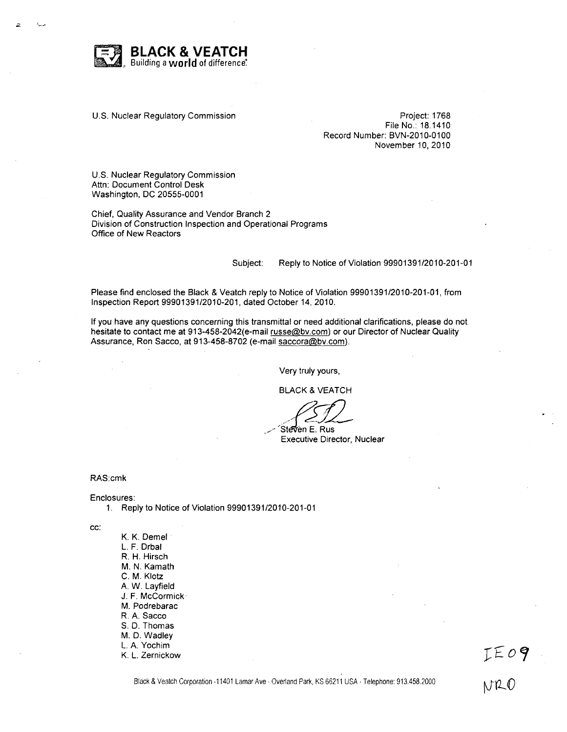**BLACK & VEATCH**
Building a **world** of difference.

U.S. Nuclear Regulatory Commission

Project: 1768
File No.: 18.1410
Record Number: BVN-2010-0100
November 10, 2010

U.S. Nuclear Regulatory Commission
Attn: Document Control Desk
Washington, DC 20555-0001

Chief, Quality Assurance and Vendor Branch 2
Division of Construction Inspection and Operational Programs
Office of New Reactors

Subject: Reply to Notice of Violation 99901391/2010-201-01

Please find enclosed the Black & Veatch reply to Notice of Violation 99901391/2010-201-01, from Inspection Report 99901391/2010-201, dated October 14, 2010.

If you have any questions concerning this transmittal or need additional clarifications, please do not hesitate to contact me at 913-458-2042(e-mail russe@bv.com) or our Director of Nuclear Quality Assurance, Ron Sacco, at 913-458-8702 (e-mail saccora@bv.com).

Very truly yours,

BLACK & VEATCH

Steven E. Rus
Executive Director, Nuclear

RAS:cmk

Enclosures:

1. Reply to Notice of Violation 99901391/2010-201-01

cc:

K. K. Demel
L. F. Drbal
R. H. Hirsch
M. N. Kamath
C. M. Klotz
A. W. Layfield
J. F. McCormick
M. Podrebarac
R. A. Sacco
S. D. Thomas
M. D. Wadley
L. A. Yochim
K. L. Zernickow

IE09
NRO

Black & Veatch Corporation · 11401 Lamar Ave · Overland Park, KS 66211 USA · Telephone: 913.458.2000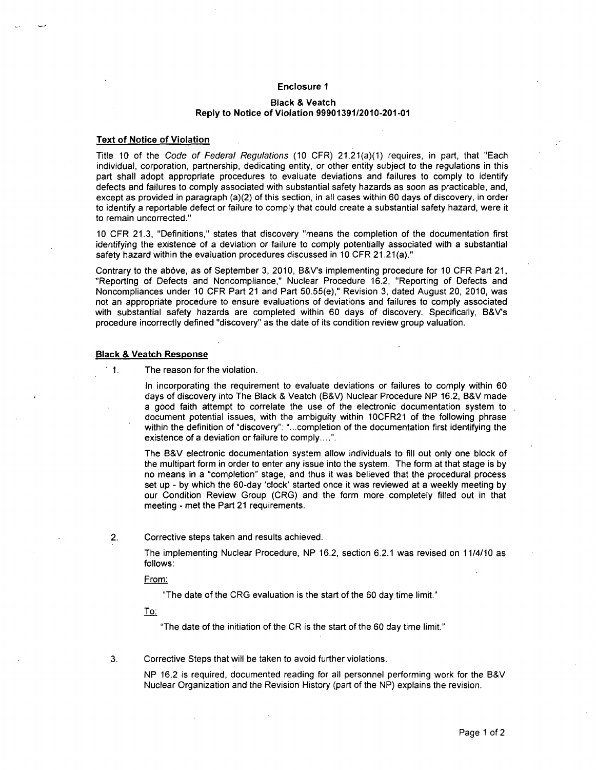**Enclosure 1**

**Black & Veatch**
**Reply to Notice of Violation 99901391/2010-201-01**

**Text of Notice of Violation**

Title 10 of the *Code of Federal Regulations* (10 CFR) 21.21(a)(1) requires, in part, that "Each individual, corporation, partnership, dedicating entity, or other entity subject to the regulations in this part shall adopt appropriate procedures to evaluate deviations and failures to comply to identify defects and failures to comply associated with substantial safety hazards as soon as practicable, and, except as provided in paragraph (a)(2) of this section, in all cases within 60 days of discovery, in order to identify a reportable defect or failure to comply that could create a substantial safety hazard, were it to remain uncorrected."

10 CFR 21.3, "Definitions," states that discovery "means the completion of the documentation first identifying the existence of a deviation or failure to comply potentially associated with a substantial safety hazard within the evaluation procedures discussed in 10 CFR 21.21(a)."

Contrary to the above, as of September 3, 2010, B&V's implementing procedure for 10 CFR Part 21, "Reporting of Defects and Noncompliance," Nuclear Procedure 16.2, "Reporting of Defects and Noncompliances under 10 CFR Part 21 and Part 50.55(e)," Revision 3, dated August 20, 2010, was not an appropriate procedure to ensure evaluations of deviations and failures to comply associated with substantial safety hazards are completed within 60 days of discovery. Specifically, B&V's procedure incorrectly defined "discovery" as the date of its condition review group valuation.

**Black & Veatch Response**

1. The reason for the violation.

   In incorporating the requirement to evaluate deviations or failures to comply within 60 days of discovery into The Black & Veatch (B&V) Nuclear Procedure NP 16.2, B&V made a good faith attempt to correlate the use of the electronic documentation system to document potential issues, with the ambiguity within 10CFR21 of the following phrase within the definition of "discovery": "...completion of the documentation first identifying the existence of a deviation or failure to comply....".

   The B&V electronic documentation system allow individuals to fill out only one block of the multipart form in order to enter any issue into the system. The form at that stage is by no means in a "completion" stage, and thus it was believed that the procedural process set up - by which the 60-day 'clock' started once it was reviewed at a weekly meeting by our Condition Review Group (CRG) and the form more completely filled out in that meeting - met the Part 21 requirements.

2. Corrective steps taken and results achieved.

   The implementing Nuclear Procedure, NP 16.2, section 6.2.1 was revised on 11/4/10 as follows:

   From:

   "The date of the CRG evaluation is the start of the 60 day time limit."

   To:

   "The date of the initiation of the CR is the start of the 60 day time limit."

3. Corrective Steps that will be taken to avoid further violations.

   NP 16.2 is required, documented reading for all personnel performing work for the B&V Nuclear Organization and the Revision History (part of the NP) explains the revision.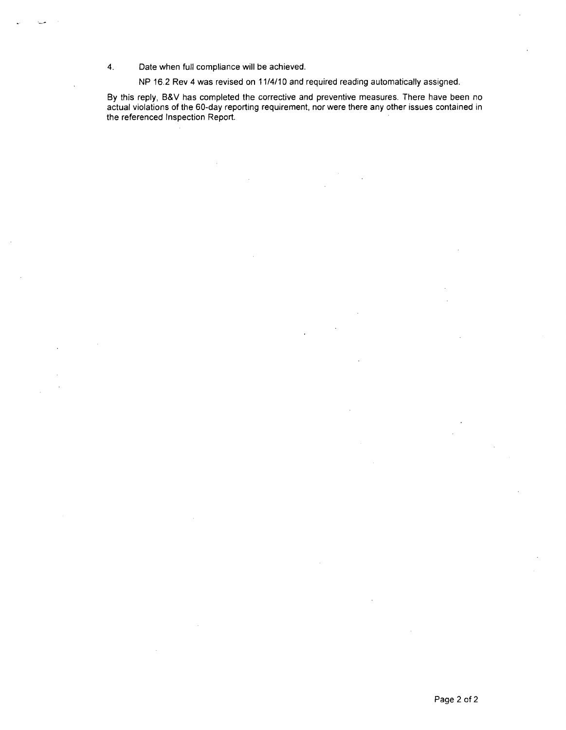4. Date when full compliance will be achieved.

   NP 16.2 Rev 4 was revised on 11/4/10 and required reading automatically assigned.

By this reply, B&V has completed the corrective and preventive measures. There have been no actual violations of the 60-day reporting requirement, nor were there any other issues contained in the referenced Inspection Report.